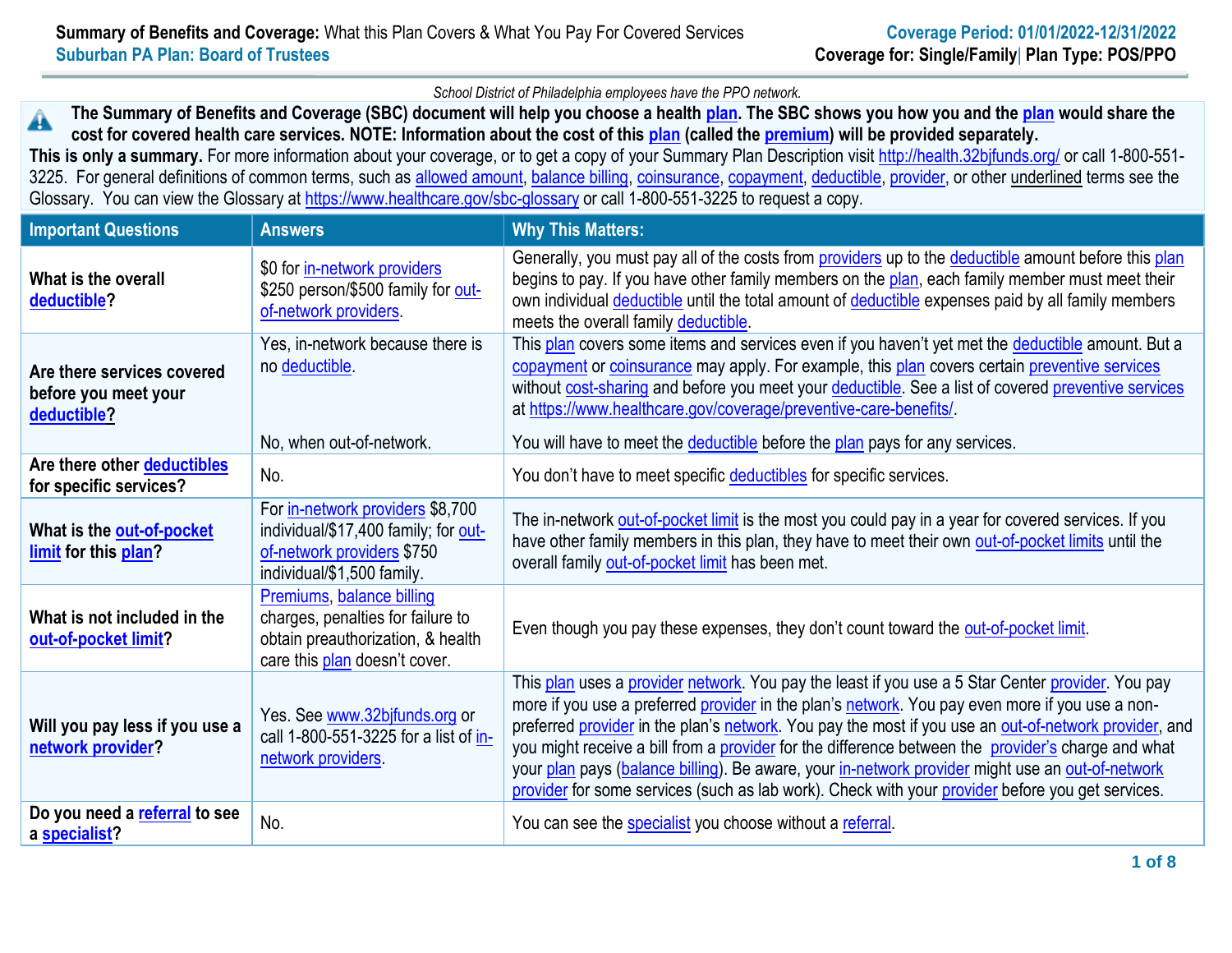**Summary of Benefits and Coverage:** What this Plan Covers & What You Pay For Covered Services

**Suburban PA Plan: Board of Trustees**

**Coverage Period: 01/01/2022-12/31/2022**

**Coverage for: Single/Family | Plan Type: POS/PPO**

*School District of Philadelphia employees have the PPO network.*

**The Summary of Benefits and Coverage (SBC) document will help you choose a health plan. The SBC shows you how you and the plan would share the cost for covered health care services. NOTE: Information about the cost of this plan (called the premium) will be provided separately.**

**This is only a summary.** For more information about your coverage, or to get a copy of your Summary Plan Description visit http://health.32bjfunds.org/ or call 1-800-551-3225. For general definitions of common terms, such as allowed amount, balance billing, coinsurance, copayment, deductible, provider, or other underlined terms see the Glossary. You can view the Glossary at https://www.healthcare.gov/sbc-glossary or call 1-800-551-3225 to request a copy.

| Important Questions | Answers | Why This Matters: |
|---|---|---|
| **What is the overall deductible?** | $0 for in-network providers<br>$250 person/$500 family for out-of-network providers. | Generally, you must pay all of the costs from providers up to the deductible amount before this plan begins to pay. If you have other family members on the plan, each family member must meet their own individual deductible until the total amount of deductible expenses paid by all family members meets the overall family deductible. |
| **Are there services covered before you meet your deductible?** | Yes, in-network because there is no deductible.<br><br>No, when out-of-network. | This plan covers some items and services even if you haven't yet met the deductible amount. But a copayment or coinsurance may apply. For example, this plan covers certain preventive services without cost-sharing and before you meet your deductible. See a list of covered preventive services at https://www.healthcare.gov/coverage/preventive-care-benefits/.<br><br>You will have to meet the deductible before the plan pays for any services. |
| **Are there other deductibles for specific services?** | No. | You don't have to meet specific deductibles for specific services. |
| **What is the out-of-pocket limit for this plan?** | For in-network providers $8,700 individual/$17,400 family; for out-of-network providers $750 individual/$1,500 family. | The in-network out-of-pocket limit is the most you could pay in a year for covered services. If you have other family members in this plan, they have to meet their own out-of-pocket limits until the overall family out-of-pocket limit has been met. |
| **What is not included in the out-of-pocket limit?** | Premiums, balance billing charges, penalties for failure to obtain preauthorization, & health care this plan doesn't cover. | Even though you pay these expenses, they don't count toward the out-of-pocket limit. |
| **Will you pay less if you use a network provider?** | Yes. See www.32bjfunds.org or call 1-800-551-3225 for a list of in-network providers. | This plan uses a provider network. You pay the least if you use a 5 Star Center provider. You pay more if you use a preferred provider in the plan's network. You pay even more if you use a non-preferred provider in the plan's network. You pay the most if you use an out-of-network provider, and you might receive a bill from a provider for the difference between the provider's charge and what your plan pays (balance billing). Be aware, your in-network provider might use an out-of-network provider for some services (such as lab work). Check with your provider before you get services. |
| **Do you need a referral to see a specialist?** | No. | You can see the specialist you choose without a referral. |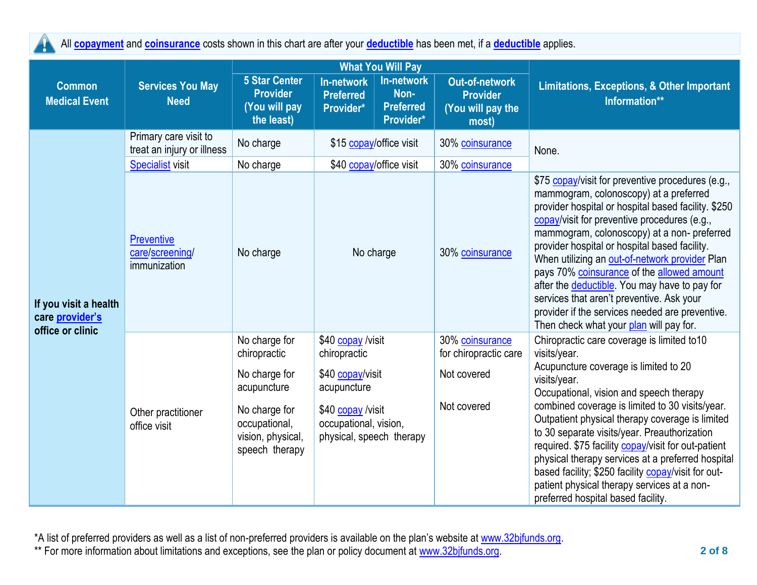All **copayment** and **coinsurance** costs shown in this chart are after your **deductible** has been met, if a **deductible** applies.

| Common Medical Event | Services You May Need | What You Will Pay | | | | Limitations, Exceptions, & Other Important Information** |
|---|---|---|---|---|---|---|
| | | 5 Star Center Provider (You will pay the least) | In-network Preferred Provider* | In-network Non-Preferred Provider* | Out-of-network Provider (You will pay the most) | |
| If you visit a health care provider's office or clinic | Primary care visit to treat an injury or illness | No charge | $15 copay/office visit | | 30% coinsurance | None. |
| | Specialist visit | No charge | $40 copay/office visit | | 30% coinsurance | |
| | Preventive care/screening/ immunization | No charge | No charge | | 30% coinsurance | $75 copay/visit for preventive procedures (e.g., mammogram, colonoscopy) at a preferred provider hospital or hospital based facility. $250 copay/visit for preventive procedures (e.g., mammogram, colonoscopy) at a non- preferred provider hospital or hospital based facility. When utilizing an out-of-network provider Plan pays 70% coinsurance of the allowed amount after the deductible. You may have to pay for services that aren't preventive. Ask your provider if the services needed are preventive. Then check what your plan will pay for. |
| | Other practitioner office visit | No charge for chiropractic<br><br>No charge for acupuncture<br><br>No charge for occupational, vision, physical, speech therapy | $40 copay /visit chiropractic<br><br>$40 copay/visit acupuncture<br><br>$40 copay /visit occupational, vision, physical, speech therapy | | 30% coinsurance for chiropractic care<br><br>Not covered<br><br>Not covered | Chiropractic care coverage is limited to10 visits/year.<br>Acupuncture coverage is limited to 20 visits/year.<br>Occupational, vision and speech therapy combined coverage is limited to 30 visits/year. Outpatient physical therapy coverage is limited to 30 separate visits/year. Preauthorization required. $75 facility copay/visit for out-patient physical therapy services at a preferred hospital based facility; $250 facility copay/visit for out-patient physical therapy services at a non-preferred hospital based facility. |

*A list of preferred providers as well as a list of non-preferred providers is available on the plan's website at www.32bjfunds.org.
** For more information about limitations and exceptions, see the plan or policy document at www.32bjfunds.org.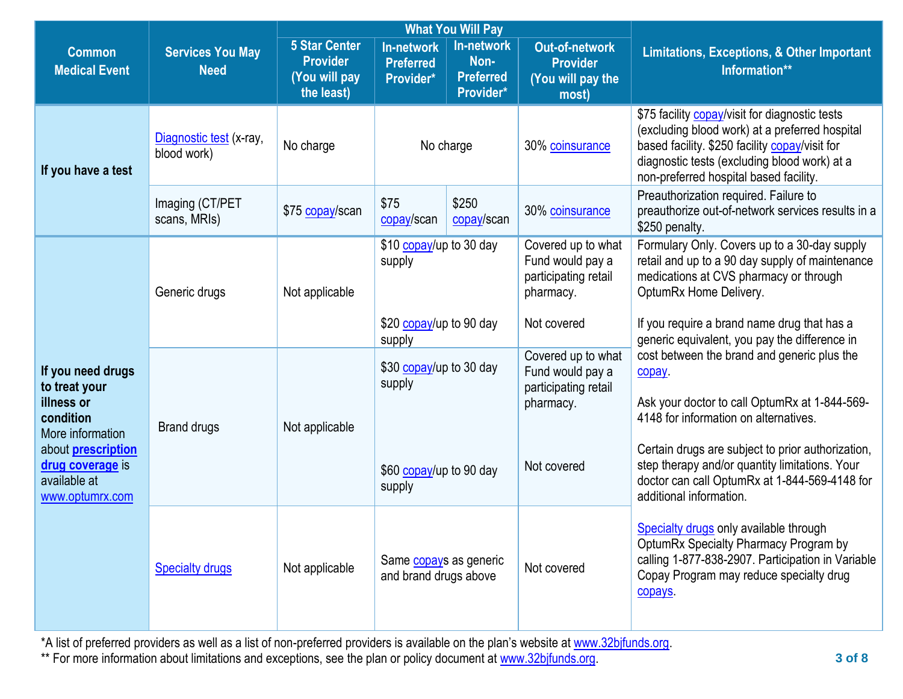| Common Medical Event | Services You May Need | What You Will Pay | | | | Limitations, Exceptions, & Other Important Information** |
|---|---|---|---|---|---|---|
| | | 5 Star Center Provider (You will pay the least) | In-network Preferred Provider* | In-network Non-Preferred Provider* | Out-of-network Provider (You will pay the most) | |
| **If you have a test** | Diagnostic test (x-ray, blood work) | No charge | No charge | | 30% coinsurance | $75 facility copay/visit for diagnostic tests (excluding blood work) at a preferred hospital based facility. $250 facility copay/visit for diagnostic tests (excluding blood work) at a non-preferred hospital based facility. |
| | Imaging (CT/PET scans, MRIs) | $75 copay/scan | $75 copay/scan | $250 copay/scan | 30% coinsurance | Preauthorization required. Failure to preauthorize out-of-network services results in a $250 penalty. |
| **If you need drugs to treat your illness or condition** More information about **prescription drug coverage** is available at www.optumrx.com | Generic drugs | Not applicable | $10 copay/up to 30 day supply<br><br>$20 copay/up to 90 day supply | | Covered up to what Fund would pay a participating retail pharmacy.<br><br>Not covered | Formulary Only. Covers up to a 30-day supply retail and up to a 90 day supply of maintenance medications at CVS pharmacy or through OptumRx Home Delivery.<br><br>If you require a brand name drug that has a generic equivalent, you pay the difference in cost between the brand and generic plus the copay.<br><br>Ask your doctor to call OptumRx at 1-844-569-4148 for information on alternatives.<br><br>Certain drugs are subject to prior authorization, step therapy and/or quantity limitations. Your doctor can call OptumRx at 1-844-569-4148 for additional information.<br><br>Specialty drugs only available through OptumRx Specialty Pharmacy Program by calling 1-877-838-2907. Participation in Variable Copay Program may reduce specialty drug copays. |
| | Brand drugs | Not applicable | $30 copay/up to 30 day supply<br><br>$60 copay/up to 90 day supply | | Covered up to what Fund would pay a participating retail pharmacy.<br><br>Not covered | |
| | Specialty drugs | Not applicable | Same copays as generic and brand drugs above | | Not covered | |

*A list of preferred providers as well as a list of non-preferred providers is available on the plan's website at www.32bjfunds.org.

** For more information about limitations and exceptions, see the plan or policy document at www.32bjfunds.org.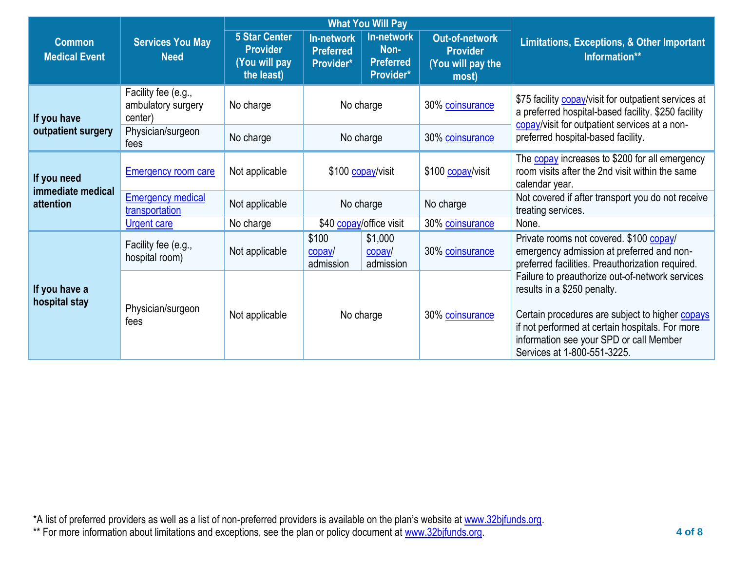| Common Medical Event | Services You May Need | What You Will Pay | | | | Limitations, Exceptions, & Other Important Information** |
|---|---|---|---|---|---|---|
| | | 5 Star Center Provider (You will pay the least) | In-network Preferred Provider* | In-network Non-Preferred Provider* | Out-of-network Provider (You will pay the most) | |
| If you have outpatient surgery | Facility fee (e.g., ambulatory surgery center) | No charge | No charge | | 30% coinsurance | $75 facility copay/visit for outpatient services at a preferred hospital-based facility. $250 facility copay/visit for outpatient services at a non-preferred hospital-based facility. |
| | Physician/surgeon fees | No charge | No charge | | 30% coinsurance | |
| If you need immediate medical attention | Emergency room care | Not applicable | $100 copay/visit | | $100 copay/visit | The copay increases to $200 for all emergency room visits after the 2nd visit within the same calendar year. |
| | Emergency medical transportation | Not applicable | No charge | | No charge | Not covered if after transport you do not receive treating services. |
| | Urgent care | No charge | $40 copay/office visit | | 30% coinsurance | None. |
| If you have a hospital stay | Facility fee (e.g., hospital room) | Not applicable | $100 copay/ admission | $1,000 copay/ admission | 30% coinsurance | Private rooms not covered. $100 copay/ emergency admission at preferred and non-preferred facilities. Preauthorization required. Failure to preauthorize out-of-network services results in a $250 penalty.<br><br>Certain procedures are subject to higher copays if not performed at certain hospitals. For more information see your SPD or call Member Services at 1-800-551-3225. |
| | Physician/surgeon fees | Not applicable | No charge | | 30% coinsurance | |

*A list of preferred providers as well as a list of non-preferred providers is available on the plan's website at www.32bjfunds.org.

** For more information about limitations and exceptions, see the plan or policy document at www.32bjfunds.org.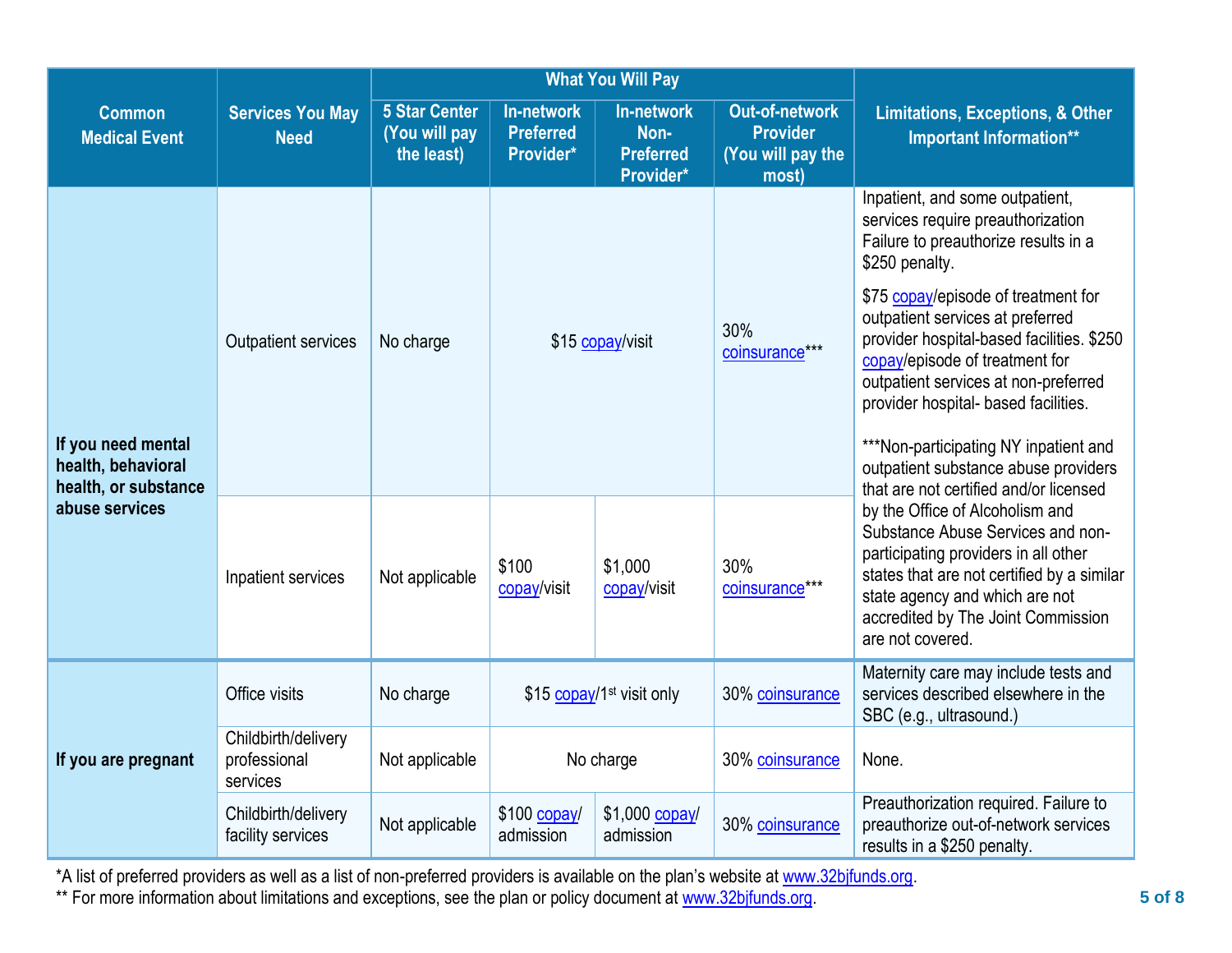| Common Medical Event | Services You May Need | What You Will Pay | | | | Limitations, Exceptions, & Other Important Information** |
|---|---|---|---|---|---|---|
| | | 5 Star Center (You will pay the least) | In-network Preferred Provider* | In-network Non-Preferred Provider* | Out-of-network Provider (You will pay the most) | |
| **If you need mental health, behavioral health, or substance abuse services** | Outpatient services | No charge | $15 copay/visit | $15 copay/visit | 30% coinsurance*** | Inpatient, and some outpatient, services require preauthorization Failure to preauthorize results in a $250 penalty. $75 copay/episode of treatment for outpatient services at preferred provider hospital-based facilities. $250 copay/episode of treatment for outpatient services at non-preferred provider hospital- based facilities. ***Non-participating NY inpatient and outpatient substance abuse providers that are not certified and/or licensed by the Office of Alcoholism and Substance Abuse Services and non-participating providers in all other states that are not certified by a similar state agency and which are not accredited by The Joint Commission are not covered. |
| | Inpatient services | Not applicable | $100 copay/visit | $1,000 copay/visit | 30% coinsurance*** | |
| **If you are pregnant** | Office visits | No charge | $15 copay/1st visit only | $15 copay/1st visit only | 30% coinsurance | Maternity care may include tests and services described elsewhere in the SBC (e.g., ultrasound.) |
| | Childbirth/delivery professional services | Not applicable | No charge | No charge | 30% coinsurance | None. |
| | Childbirth/delivery facility services | Not applicable | $100 copay/ admission | $1,000 copay/ admission | 30% coinsurance | Preauthorization required. Failure to preauthorize out-of-network services results in a $250 penalty. |

*A list of preferred providers as well as a list of non-preferred providers is available on the plan's website at www.32bjfunds.org.

** For more information about limitations and exceptions, see the plan or policy document at www.32bjfunds.org.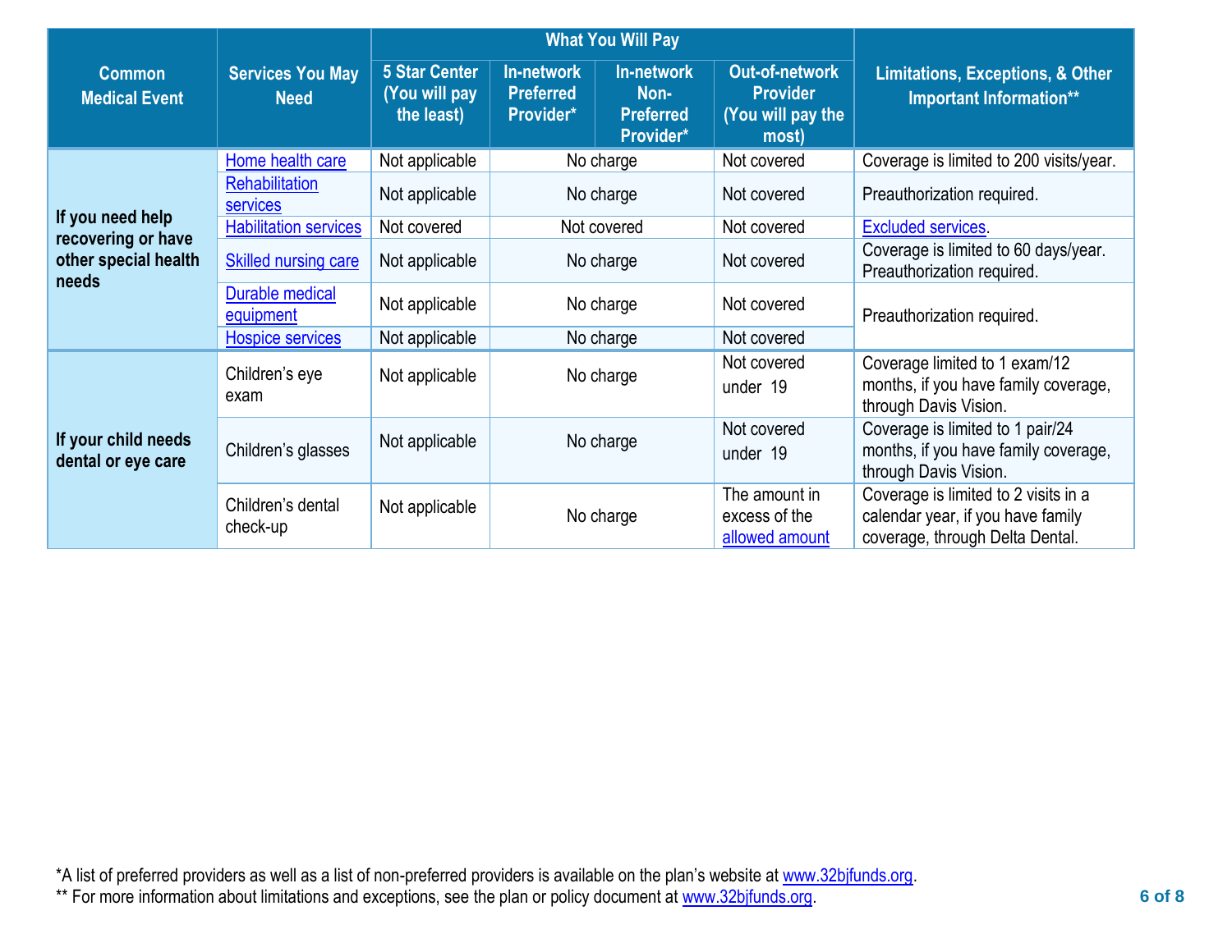| Common Medical Event | Services You May Need | What You Will Pay | | | | Limitations, Exceptions, & Other Important Information** |
|---|---|---|---|---|---|---|
| | | 5 Star Center (You will pay the least) | In-network Preferred Provider* | In-network Non-Preferred Provider* | Out-of-network Provider (You will pay the most) | |
| If you need help recovering or have other special health needs | Home health care | Not applicable | No charge | | Not covered | Coverage is limited to 200 visits/year. |
| | Rehabilitation services | Not applicable | No charge | | Not covered | Preauthorization required. |
| | Habilitation services | Not covered | Not covered | | Not covered | Excluded services. |
| | Skilled nursing care | Not applicable | No charge | | Not covered | Coverage is limited to 60 days/year. Preauthorization required. |
| | Durable medical equipment | Not applicable | No charge | | Not covered | Preauthorization required. |
| | Hospice services | Not applicable | No charge | | Not covered | |
| If your child needs dental or eye care | Children's eye exam | Not applicable | No charge | | Not covered under 19 | Coverage limited to 1 exam/12 months, if you have family coverage, through Davis Vision. |
| | Children's glasses | Not applicable | No charge | | Not covered under 19 | Coverage is limited to 1 pair/24 months, if you have family coverage, through Davis Vision. |
| | Children's dental check-up | Not applicable | No charge | | The amount in excess of the allowed amount | Coverage is limited to 2 visits in a calendar year, if you have family coverage, through Delta Dental. |

*A list of preferred providers as well as a list of non-preferred providers is available on the plan's website at www.32bjfunds.org.
** For more information about limitations and exceptions, see the plan or policy document at www.32bjfunds.org.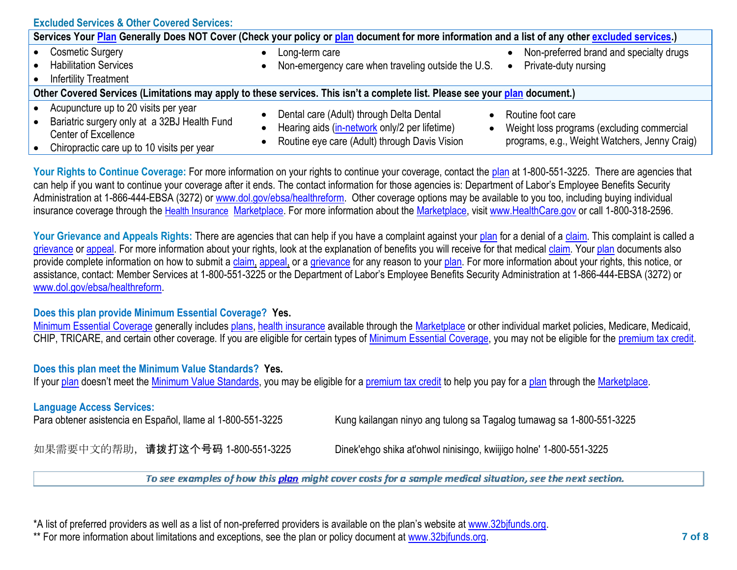## Excluded Services & Other Covered Services:

| Services Your Plan Generally Does NOT Cover (Check your policy or plan document for more information and a list of any other excluded services.) | | |
|---|---|---|
| • Cosmetic Surgery<br>• Habilitation Services<br>• Infertility Treatment | • Long-term care<br>• Non-emergency care when traveling outside the U.S. | • Non-preferred brand and specialty drugs<br>• Private-duty nursing |

| Other Covered Services (Limitations may apply to these services. This isn't a complete list. Please see your plan document.) | | |
|---|---|---|
| • Acupuncture up to 20 visits per year<br>• Bariatric surgery only at a 32BJ Health Fund Center of Excellence<br>• Chiropractic care up to 10 visits per year | • Dental care (Adult) through Delta Dental<br>• Hearing aids (in-network only/2 per lifetime)<br>• Routine eye care (Adult) through Davis Vision | • Routine foot care<br>• Weight loss programs (excluding commercial programs, e.g., Weight Watchers, Jenny Craig) |

**Your Rights to Continue Coverage:** For more information on your rights to continue your coverage, contact the plan at 1-800-551-3225. There are agencies that can help if you want to continue your coverage after it ends. The contact information for those agencies is: Department of Labor's Employee Benefits Security Administration at 1-866-444-EBSA (3272) or www.dol.gov/ebsa/healthreform. Other coverage options may be available to you too, including buying individual insurance coverage through the Health Insurance Marketplace. For more information about the Marketplace, visit www.HealthCare.gov or call 1-800-318-2596.

**Your Grievance and Appeals Rights:** There are agencies that can help if you have a complaint against your plan for a denial of a claim. This complaint is called a grievance or appeal. For more information about your rights, look at the explanation of benefits you will receive for that medical claim. Your plan documents also provide complete information on how to submit a claim, appeal, or a grievance for any reason to your plan. For more information about your rights, this notice, or assistance, contact: Member Services at 1-800-551-3225 or the Department of Labor's Employee Benefits Security Administration at 1-866-444-EBSA (3272) or www.dol.gov/ebsa/healthreform.

**Does this plan provide Minimum Essential Coverage? Yes.**

Minimum Essential Coverage generally includes plans, health insurance available through the Marketplace or other individual market policies, Medicare, Medicaid, CHIP, TRICARE, and certain other coverage. If you are eligible for certain types of Minimum Essential Coverage, you may not be eligible for the premium tax credit.

**Does this plan meet the Minimum Value Standards? Yes.**

If your plan doesn't meet the Minimum Value Standards, you may be eligible for a premium tax credit to help you pay for a plan through the Marketplace.

**Language Access Services:**

Para obtener asistencia en Español, llame al 1-800-551-3225

Kung kailangan ninyo ang tulong sa Tagalog tumawag sa 1-800-551-3225

如果需要中文的帮助，请拨打这个号码 1-800-551-3225

Dinek'ehgo shika at'ohwol ninisingo, kwiijigo holne' 1-800-551-3225

*To see examples of how this plan might cover costs for a sample medical situation, see the next section.*

*A list of preferred providers as well as a list of non-preferred providers is available on the plan's website at www.32bjfunds.org.

** For more information about limitations and exceptions, see the plan or policy document at www.32bjfunds.org.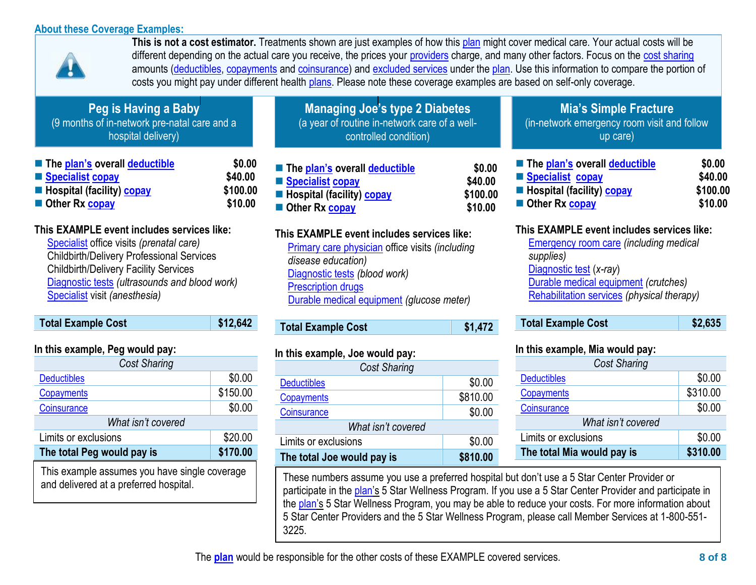## About these Coverage Examples:

**This is not a cost estimator.** Treatments shown are just examples of how this plan might cover medical care. Your actual costs will be different depending on the actual care you receive, the prices your providers charge, and many other factors. Focus on the cost sharing amounts (deductibles, copayments and coinsurance) and excluded services under the plan. Use this information to compare the portion of costs you might pay under different health plans. Please note these coverage examples are based on self-only coverage.

### Peg is Having a Baby
(9 months of in-network pre-natal care and a hospital delivery)

- **The plan's overall deductible** **$0.00**
- **Specialist copay** **$40.00**
- **Hospital (facility) copay** **$100.00**
- **Other Rx copay** **$10.00**

**This EXAMPLE event includes services like:**
Specialist office visits *(prenatal care)*
Childbirth/Delivery Professional Services
Childbirth/Delivery Facility Services
Diagnostic tests *(ultrasounds and blood work)*
Specialist visit *(anesthesia)*

| **Total Example Cost** | **$12,642** |
|---|---|

**In this example, Peg would pay:**

| *Cost Sharing* | |
|---|---|
| Deductibles | $0.00 |
| Copayments | $150.00 |
| Coinsurance | $0.00 |
| *What isn't covered* | |
| Limits or exclusions | $20.00 |
| **The total Peg would pay is** | **$170.00** |

This example assumes you have single coverage and delivered at a preferred hospital.

### Managing Joe's type 2 Diabetes
(a year of routine in-network care of a well-controlled condition)

- **The plan's overall deductible** **$0.00**
- **Specialist copay** **$40.00**
- **Hospital (facility) copay** **$100.00**
- **Other Rx copay** **$10.00**

**This EXAMPLE event includes services like:**
Primary care physician office visits *(including disease education)*
Diagnostic tests *(blood work)*
Prescription drugs
Durable medical equipment *(glucose meter)*

| **Total Example Cost** | **$1,472** |
|---|---|

**In this example, Joe would pay:**

| *Cost Sharing* | |
|---|---|
| Deductibles | $0.00 |
| Copayments | $810.00 |
| Coinsurance | $0.00 |
| *What isn't covered* | |
| Limits or exclusions | $0.00 |
| **The total Joe would pay is** | **$810.00** |

### Mia's Simple Fracture
(in-network emergency room visit and follow up care)

- **The plan's overall deductible** **$0.00**
- **Specialist copay** **$40.00**
- **Hospital (facility) copay** **$100.00**
- **Other Rx copay** **$10.00**

**This EXAMPLE event includes services like:**
Emergency room care *(including medical supplies)*
Diagnostic test *(x-ray)*
Durable medical equipment *(crutches)*
Rehabilitation services *(physical therapy)*

| **Total Example Cost** | **$2,635** |
|---|---|

**In this example, Mia would pay:**

| *Cost Sharing* | |
|---|---|
| Deductibles | $0.00 |
| Copayments | $310.00 |
| Coinsurance | $0.00 |
| *What isn't covered* | |
| Limits or exclusions | $0.00 |
| **The total Mia would pay is** | **$310.00** |

These numbers assume you use a preferred hospital but don't use a 5 Star Center Provider or participate in the plan's 5 Star Wellness Program. If you use a 5 Star Center Provider and participate in the plan's 5 Star Wellness Program, you may be able to reduce your costs. For more information about 5 Star Center Providers and the 5 Star Wellness Program, please call Member Services at 1-800-551-3225.

The **plan** would be responsible for the other costs of these EXAMPLE covered services.